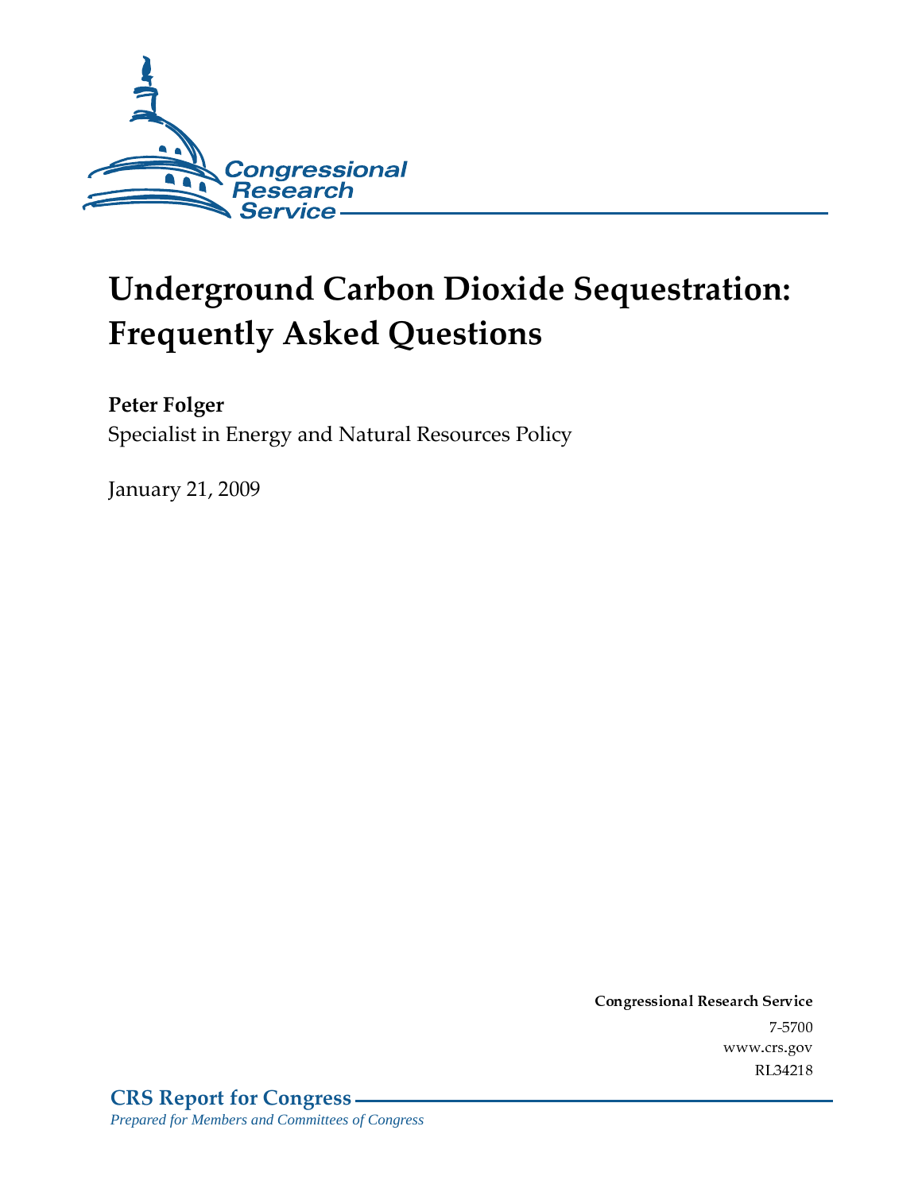Congressional Research Service

# Underground Carbon Dioxide Sequestration: Frequently Asked Questions

**Peter Folger**

Specialist in Energy and Natural Resources Policy

January 21, 2009

**Congressional Research Service**

7-5700

www.crs.gov

RL34218

**CRS Report for Congress**

*Prepared for Members and Committees of Congress*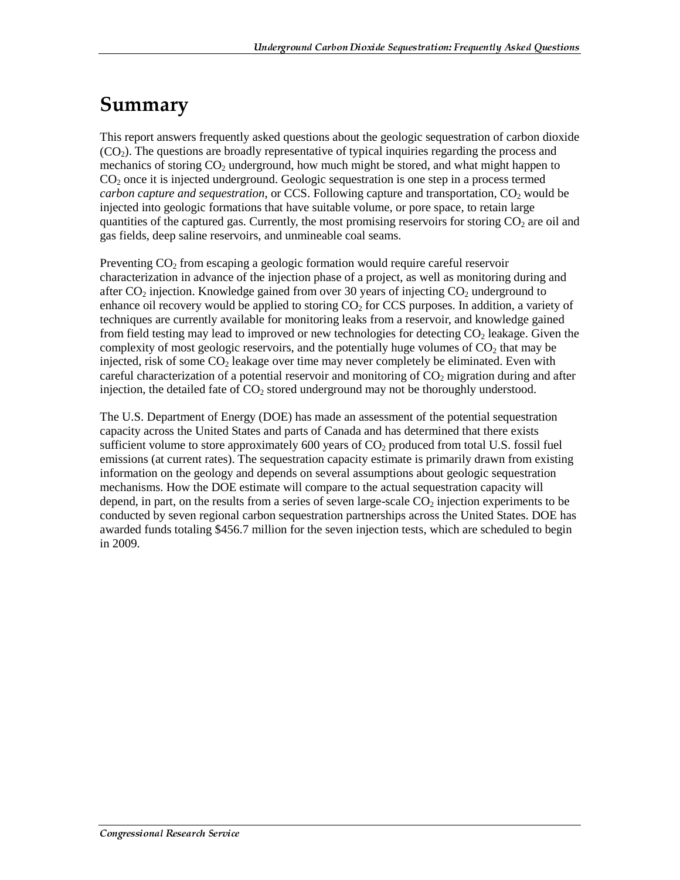# Summary

This report answers frequently asked questions about the geologic sequestration of carbon dioxide ($CO_2$). The questions are broadly representative of typical inquiries regarding the process and mechanics of storing $CO_2$ underground, how much might be stored, and what might happen to $CO_2$ once it is injected underground. Geologic sequestration is one step in a process termed *carbon capture and sequestration*, or CCS. Following capture and transportation, $CO_2$ would be injected into geologic formations that have suitable volume, or pore space, to retain large quantities of the captured gas. Currently, the most promising reservoirs for storing $CO_2$ are oil and gas fields, deep saline reservoirs, and unmineable coal seams.

Preventing $CO_2$ from escaping a geologic formation would require careful reservoir characterization in advance of the injection phase of a project, as well as monitoring during and after $CO_2$ injection. Knowledge gained from over 30 years of injecting $CO_2$ underground to enhance oil recovery would be applied to storing $CO_2$ for CCS purposes. In addition, a variety of techniques are currently available for monitoring leaks from a reservoir, and knowledge gained from field testing may lead to improved or new technologies for detecting $CO_2$ leakage. Given the complexity of most geologic reservoirs, and the potentially huge volumes of $CO_2$ that may be injected, risk of some $CO_2$ leakage over time may never completely be eliminated. Even with careful characterization of a potential reservoir and monitoring of $CO_2$ migration during and after injection, the detailed fate of $CO_2$ stored underground may not be thoroughly understood.

The U.S. Department of Energy (DOE) has made an assessment of the potential sequestration capacity across the United States and parts of Canada and has determined that there exists sufficient volume to store approximately 600 years of $CO_2$ produced from total U.S. fossil fuel emissions (at current rates). The sequestration capacity estimate is primarily drawn from existing information on the geology and depends on several assumptions about geologic sequestration mechanisms. How the DOE estimate will compare to the actual sequestration capacity will depend, in part, on the results from a series of seven large-scale $CO_2$ injection experiments to be conducted by seven regional carbon sequestration partnerships across the United States. DOE has awarded funds totaling $456.7 million for the seven injection tests, which are scheduled to begin in 2009.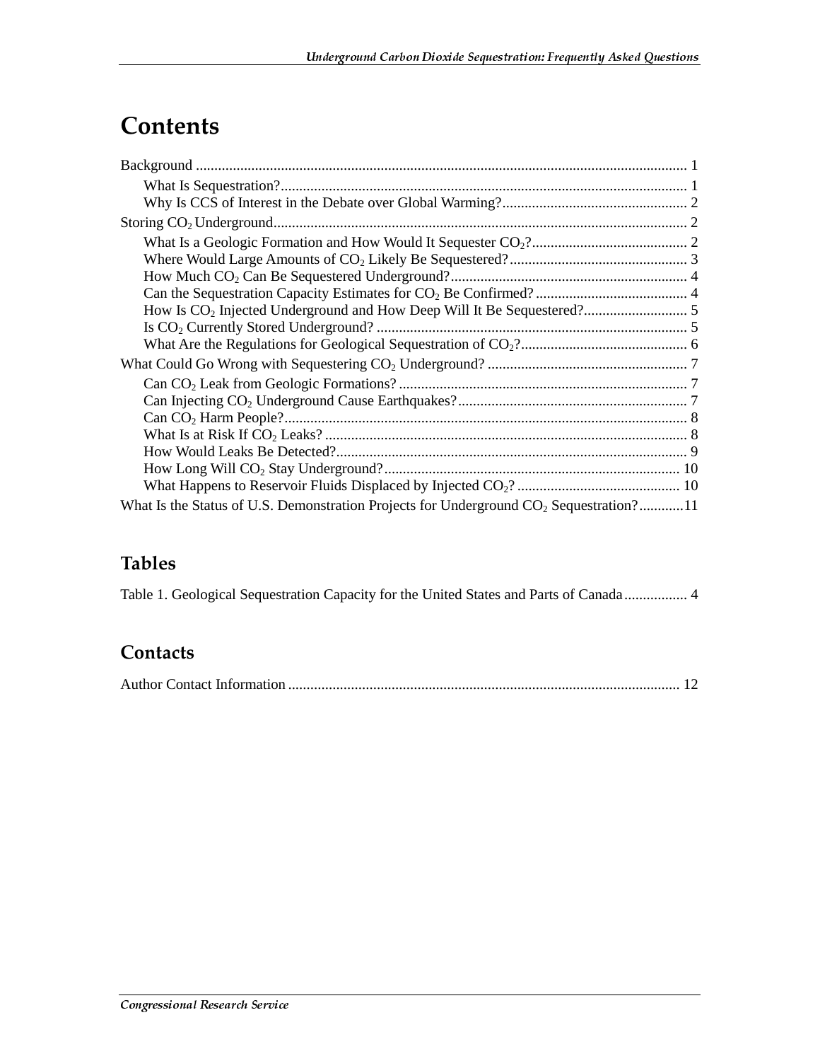# Contents

Background ..................................................................................................................................... 1

- What Is Sequestration?............................................................................................................. 1
- Why Is CCS of Interest in the Debate over Global Warming?.................................................. 2

Storing $CO_2$ Underground................................................................................................................ 2

- What Is a Geologic Formation and How Would It Sequester $CO_2$?.......................................... 2
- Where Would Large Amounts of $CO_2$ Likely Be Sequestered?................................................ 3
- How Much $CO_2$ Can Be Sequestered Underground?................................................................ 4
- Can the Sequestration Capacity Estimates for $CO_2$ Be Confirmed? ......................................... 4
- How Is $CO_2$ Injected Underground and How Deep Will It Be Sequestered?............................ 5
- Is $CO_2$ Currently Stored Underground? .................................................................................... 5
- What Are the Regulations for Geological Sequestration of $CO_2$?............................................. 6

What Could Go Wrong with Sequestering $CO_2$ Underground? ...................................................... 7

- Can $CO_2$ Leak from Geologic Formations? .............................................................................. 7
- Can Injecting $CO_2$ Underground Cause Earthquakes?.............................................................. 7
- Can $CO_2$ Harm People?............................................................................................................. 8
- What Is at Risk If $CO_2$ Leaks? .................................................................................................. 8
- How Would Leaks Be Detected?............................................................................................... 9
- How Long Will $CO_2$ Stay Underground?................................................................................ 10
- What Happens to Reservoir Fluids Displaced by Injected $CO_2$? ............................................ 10

What Is the Status of U.S. Demonstration Projects for Underground $CO_2$ Sequestration?............11

## Tables

Table 1. Geological Sequestration Capacity for the United States and Parts of Canada................. 4

## Contacts

Author Contact Information .......................................................................................................... 12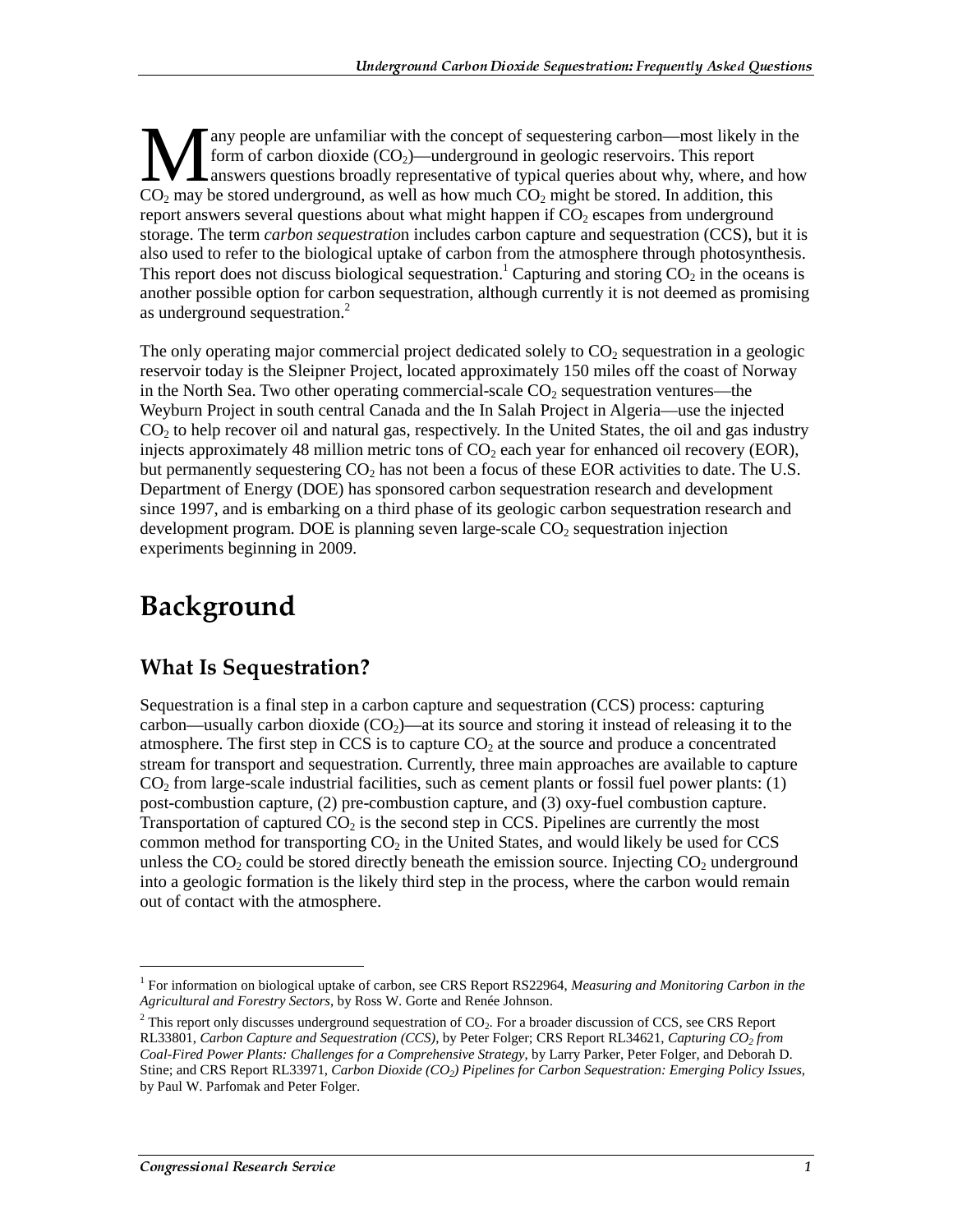Many people are unfamiliar with the concept of sequestering carbon—most likely in the form of carbon dioxide ($CO_2$)—underground in geologic reservoirs. This report answers questions broadly representative of typical queries about why, where, and how $CO_2$ may be stored underground, as well as how much $CO_2$ might be stored. In addition, this report answers several questions about what might happen if $CO_2$ escapes from underground storage. The term *carbon sequestration* includes carbon capture and sequestration (CCS), but it is also used to refer to the biological uptake of carbon from the atmosphere through photosynthesis. This report does not discuss biological sequestration.[1] Capturing and storing $CO_2$ in the oceans is another possible option for carbon sequestration, although currently it is not deemed as promising as underground sequestration.[2]

The only operating major commercial project dedicated solely to $CO_2$ sequestration in a geologic reservoir today is the Sleipner Project, located approximately 150 miles off the coast of Norway in the North Sea. Two other operating commercial-scale $CO_2$ sequestration ventures—the Weyburn Project in south central Canada and the In Salah Project in Algeria—use the injected $CO_2$ to help recover oil and natural gas, respectively. In the United States, the oil and gas industry injects approximately 48 million metric tons of $CO_2$ each year for enhanced oil recovery (EOR), but permanently sequestering $CO_2$ has not been a focus of these EOR activities to date. The U.S. Department of Energy (DOE) has sponsored carbon sequestration research and development since 1997, and is embarking on a third phase of its geologic carbon sequestration research and development program. DOE is planning seven large-scale $CO_2$ sequestration injection experiments beginning in 2009.

# Background

## What Is Sequestration?

Sequestration is a final step in a carbon capture and sequestration (CCS) process: capturing carbon—usually carbon dioxide ($CO_2$)—at its source and storing it instead of releasing it to the atmosphere. The first step in CCS is to capture $CO_2$ at the source and produce a concentrated stream for transport and sequestration. Currently, three main approaches are available to capture $CO_2$ from large-scale industrial facilities, such as cement plants or fossil fuel power plants: (1) post-combustion capture, (2) pre-combustion capture, and (3) oxy-fuel combustion capture. Transportation of captured $CO_2$ is the second step in CCS. Pipelines are currently the most common method for transporting $CO_2$ in the United States, and would likely be used for CCS unless the $CO_2$ could be stored directly beneath the emission source. Injecting $CO_2$ underground into a geologic formation is the likely third step in the process, where the carbon would remain out of contact with the atmosphere.

---

[1] For information on biological uptake of carbon, see CRS Report RS22964, *Measuring and Monitoring Carbon in the Agricultural and Forestry Sectors*, by Ross W. Gorte and Renée Johnson.

[2] This report only discusses underground sequestration of $CO_2$. For a broader discussion of CCS, see CRS Report RL33801, *Carbon Capture and Sequestration (CCS)*, by Peter Folger; CRS Report RL34621, *Capturing $CO_2$ from Coal-Fired Power Plants: Challenges for a Comprehensive Strategy*, by Larry Parker, Peter Folger, and Deborah D. Stine; and CRS Report RL33971, *Carbon Dioxide ($CO_2$) Pipelines for Carbon Sequestration: Emerging Policy Issues*, by Paul W. Parfomak and Peter Folger.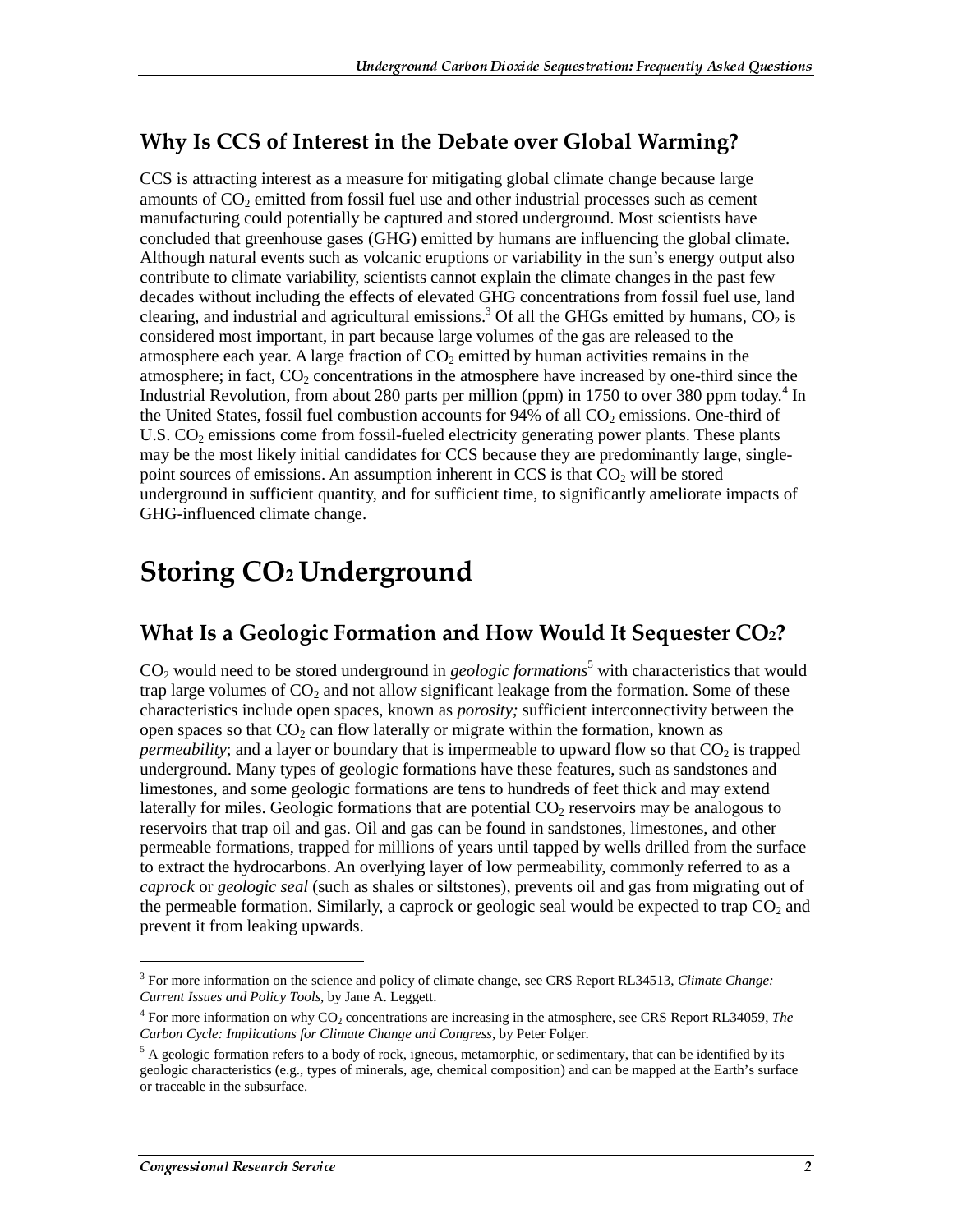## Why Is CCS of Interest in the Debate over Global Warming?

CCS is attracting interest as a measure for mitigating global climate change because large amounts of $CO_2$ emitted from fossil fuel use and other industrial processes such as cement manufacturing could potentially be captured and stored underground. Most scientists have concluded that greenhouse gases (GHG) emitted by humans are influencing the global climate. Although natural events such as volcanic eruptions or variability in the sun's energy output also contribute to climate variability, scientists cannot explain the climate changes in the past few decades without including the effects of elevated GHG concentrations from fossil fuel use, land clearing, and industrial and agricultural emissions.[3] Of all the GHGs emitted by humans, $CO_2$ is considered most important, in part because large volumes of the gas are released to the atmosphere each year. A large fraction of $CO_2$ emitted by human activities remains in the atmosphere; in fact, $CO_2$ concentrations in the atmosphere have increased by one-third since the Industrial Revolution, from about 280 parts per million (ppm) in 1750 to over 380 ppm today.[4] In the United States, fossil fuel combustion accounts for 94% of all $CO_2$ emissions. One-third of U.S. $CO_2$ emissions come from fossil-fueled electricity generating power plants. These plants may be the most likely initial candidates for CCS because they are predominantly large, single-point sources of emissions. An assumption inherent in CCS is that $CO_2$ will be stored underground in sufficient quantity, and for sufficient time, to significantly ameliorate impacts of GHG-influenced climate change.

# Storing $CO_2$ Underground

## What Is a Geologic Formation and How Would It Sequester $CO_2$?

$CO_2$ would need to be stored underground in *geologic formations*[5] with characteristics that would trap large volumes of $CO_2$ and not allow significant leakage from the formation. Some of these characteristics include open spaces, known as *porosity;* sufficient interconnectivity between the open spaces so that $CO_2$ can flow laterally or migrate within the formation, known as *permeability*; and a layer or boundary that is impermeable to upward flow so that $CO_2$ is trapped underground. Many types of geologic formations have these features, such as sandstones and limestones, and some geologic formations are tens to hundreds of feet thick and may extend laterally for miles. Geologic formations that are potential $CO_2$ reservoirs may be analogous to reservoirs that trap oil and gas. Oil and gas can be found in sandstones, limestones, and other permeable formations, trapped for millions of years until tapped by wells drilled from the surface to extract the hydrocarbons. An overlying layer of low permeability, commonly referred to as a *caprock* or *geologic seal* (such as shales or siltstones), prevents oil and gas from migrating out of the permeable formation. Similarly, a caprock or geologic seal would be expected to trap $CO_2$ and prevent it from leaking upwards.

---

[3] For more information on the science and policy of climate change, see CRS Report RL34513, *Climate Change: Current Issues and Policy Tools*, by Jane A. Leggett.

[4] For more information on why $CO_2$ concentrations are increasing in the atmosphere, see CRS Report RL34059, *The Carbon Cycle: Implications for Climate Change and Congress*, by Peter Folger.

[5] A geologic formation refers to a body of rock, igneous, metamorphic, or sedimentary, that can be identified by its geologic characteristics (e.g., types of minerals, age, chemical composition) and can be mapped at the Earth's surface or traceable in the subsurface.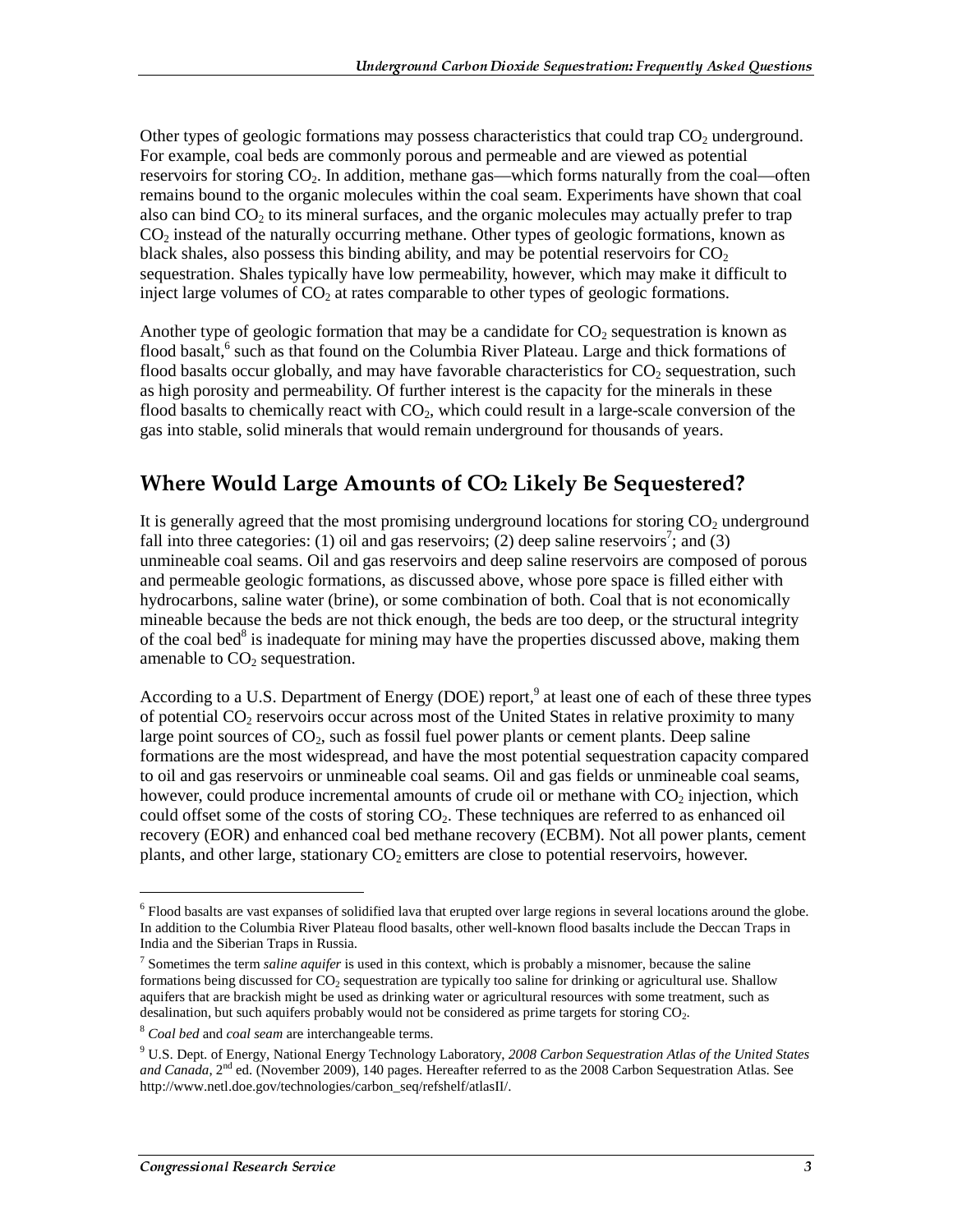Other types of geologic formations may possess characteristics that could trap $CO_2$ underground. For example, coal beds are commonly porous and permeable and are viewed as potential reservoirs for storing $CO_2$. In addition, methane gas—which forms naturally from the coal—often remains bound to the organic molecules within the coal seam. Experiments have shown that coal also can bind $CO_2$ to its mineral surfaces, and the organic molecules may actually prefer to trap $CO_2$ instead of the naturally occurring methane. Other types of geologic formations, known as black shales, also possess this binding ability, and may be potential reservoirs for $CO_2$ sequestration. Shales typically have low permeability, however, which may make it difficult to inject large volumes of $CO_2$ at rates comparable to other types of geologic formations.

Another type of geologic formation that may be a candidate for $CO_2$ sequestration is known as flood basalt,[6] such as that found on the Columbia River Plateau. Large and thick formations of flood basalts occur globally, and may have favorable characteristics for $CO_2$ sequestration, such as high porosity and permeability. Of further interest is the capacity for the minerals in these flood basalts to chemically react with $CO_2$, which could result in a large-scale conversion of the gas into stable, solid minerals that would remain underground for thousands of years.

## Where Would Large Amounts of $CO_2$ Likely Be Sequestered?

It is generally agreed that the most promising underground locations for storing $CO_2$ underground fall into three categories: (1) oil and gas reservoirs; (2) deep saline reservoirs[7]; and (3) unmineable coal seams. Oil and gas reservoirs and deep saline reservoirs are composed of porous and permeable geologic formations, as discussed above, whose pore space is filled either with hydrocarbons, saline water (brine), or some combination of both. Coal that is not economically mineable because the beds are not thick enough, the beds are too deep, or the structural integrity of the coal bed[8] is inadequate for mining may have the properties discussed above, making them amenable to $CO_2$ sequestration.

According to a U.S. Department of Energy (DOE) report,[9] at least one of each of these three types of potential $CO_2$ reservoirs occur across most of the United States in relative proximity to many large point sources of $CO_2$, such as fossil fuel power plants or cement plants. Deep saline formations are the most widespread, and have the most potential sequestration capacity compared to oil and gas reservoirs or unmineable coal seams. Oil and gas fields or unmineable coal seams, however, could produce incremental amounts of crude oil or methane with $CO_2$ injection, which could offset some of the costs of storing $CO_2$. These techniques are referred to as enhanced oil recovery (EOR) and enhanced coal bed methane recovery (ECBM). Not all power plants, cement plants, and other large, stationary $CO_2$ emitters are close to potential reservoirs, however.

---

[6] Flood basalts are vast expanses of solidified lava that erupted over large regions in several locations around the globe. In addition to the Columbia River Plateau flood basalts, other well-known flood basalts include the Deccan Traps in India and the Siberian Traps in Russia.

[7] Sometimes the term *saline aquifer* is used in this context, which is probably a misnomer, because the saline formations being discussed for $CO_2$ sequestration are typically too saline for drinking or agricultural use. Shallow aquifers that are brackish might be used as drinking water or agricultural resources with some treatment, such as desalination, but such aquifers probably would not be considered as prime targets for storing $CO_2$.

[8] *Coal bed* and *coal seam* are interchangeable terms.

[9] U.S. Dept. of Energy, National Energy Technology Laboratory, *2008 Carbon Sequestration Atlas of the United States and Canada*, 2nd ed. (November 2009), 140 pages. Hereafter referred to as the 2008 Carbon Sequestration Atlas. See http://www.netl.doe.gov/technologies/carbon_seq/refshelf/atlasII/.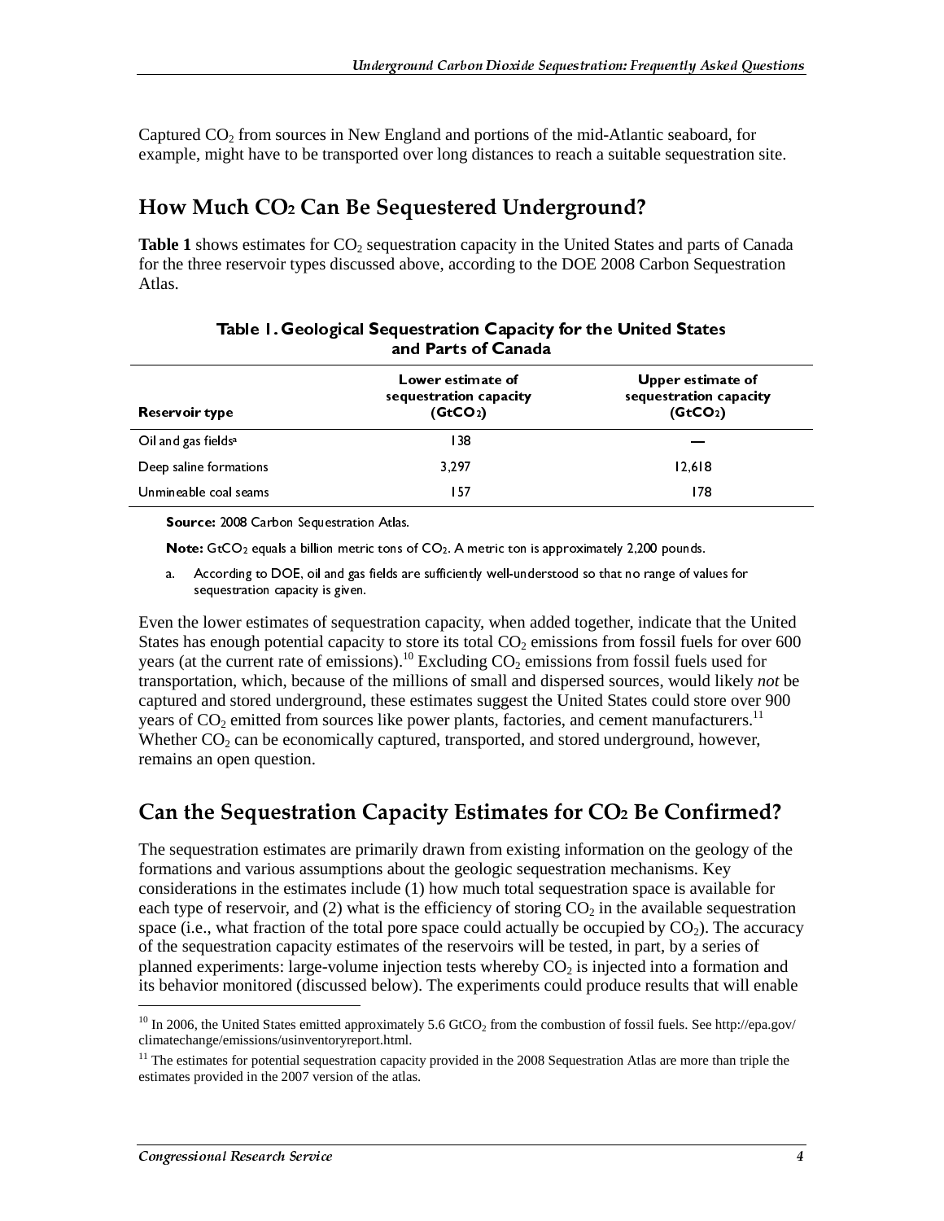Captured $CO_2$ from sources in New England and portions of the mid-Atlantic seaboard, for example, might have to be transported over long distances to reach a suitable sequestration site.

## How Much $CO_2$ Can Be Sequestered Underground?

**Table 1** shows estimates for $CO_2$ sequestration capacity in the United States and parts of Canada for the three reservoir types discussed above, according to the DOE 2008 Carbon Sequestration Atlas.

**Table 1. Geological Sequestration Capacity for the United States and Parts of Canada**

| Reservoir type | Lower estimate of sequestration capacity ($GtCO_2$) | Upper estimate of sequestration capacity ($GtCO_2$) |
|---|---|---|
| Oil and gas fields[a] | 138 | — |
| Deep saline formations | 3,297 | 12,618 |
| Unmineable coal seams | 157 | 178 |

**Source:** 2008 Carbon Sequestration Atlas.

**Note:** $GtCO_2$ equals a billion metric tons of $CO_2$. A metric ton is approximately 2,200 pounds.

a. According to DOE, oil and gas fields are sufficiently well-understood so that no range of values for sequestration capacity is given.

Even the lower estimates of sequestration capacity, when added together, indicate that the United States has enough potential capacity to store its total $CO_2$ emissions from fossil fuels for over 600 years (at the current rate of emissions).[10] Excluding $CO_2$ emissions from fossil fuels used for transportation, which, because of the millions of small and dispersed sources, would likely *not* be captured and stored underground, these estimates suggest the United States could store over 900 years of $CO_2$ emitted from sources like power plants, factories, and cement manufacturers.[11] Whether $CO_2$ can be economically captured, transported, and stored underground, however, remains an open question.

## Can the Sequestration Capacity Estimates for $CO_2$ Be Confirmed?

The sequestration estimates are primarily drawn from existing information on the geology of the formations and various assumptions about the geologic sequestration mechanisms. Key considerations in the estimates include (1) how much total sequestration space is available for each type of reservoir, and (2) what is the efficiency of storing $CO_2$ in the available sequestration space (i.e., what fraction of the total pore space could actually be occupied by $CO_2$). The accuracy of the sequestration capacity estimates of the reservoirs will be tested, in part, by a series of planned experiments: large-volume injection tests whereby $CO_2$ is injected into a formation and its behavior monitored (discussed below). The experiments could produce results that will enable

---

[10] In 2006, the United States emitted approximately 5.6 $GtCO_2$ from the combustion of fossil fuels. See http://epa.gov/climatechange/emissions/usinventoryreport.html.

[11] The estimates for potential sequestration capacity provided in the 2008 Sequestration Atlas are more than triple the estimates provided in the 2007 version of the atlas.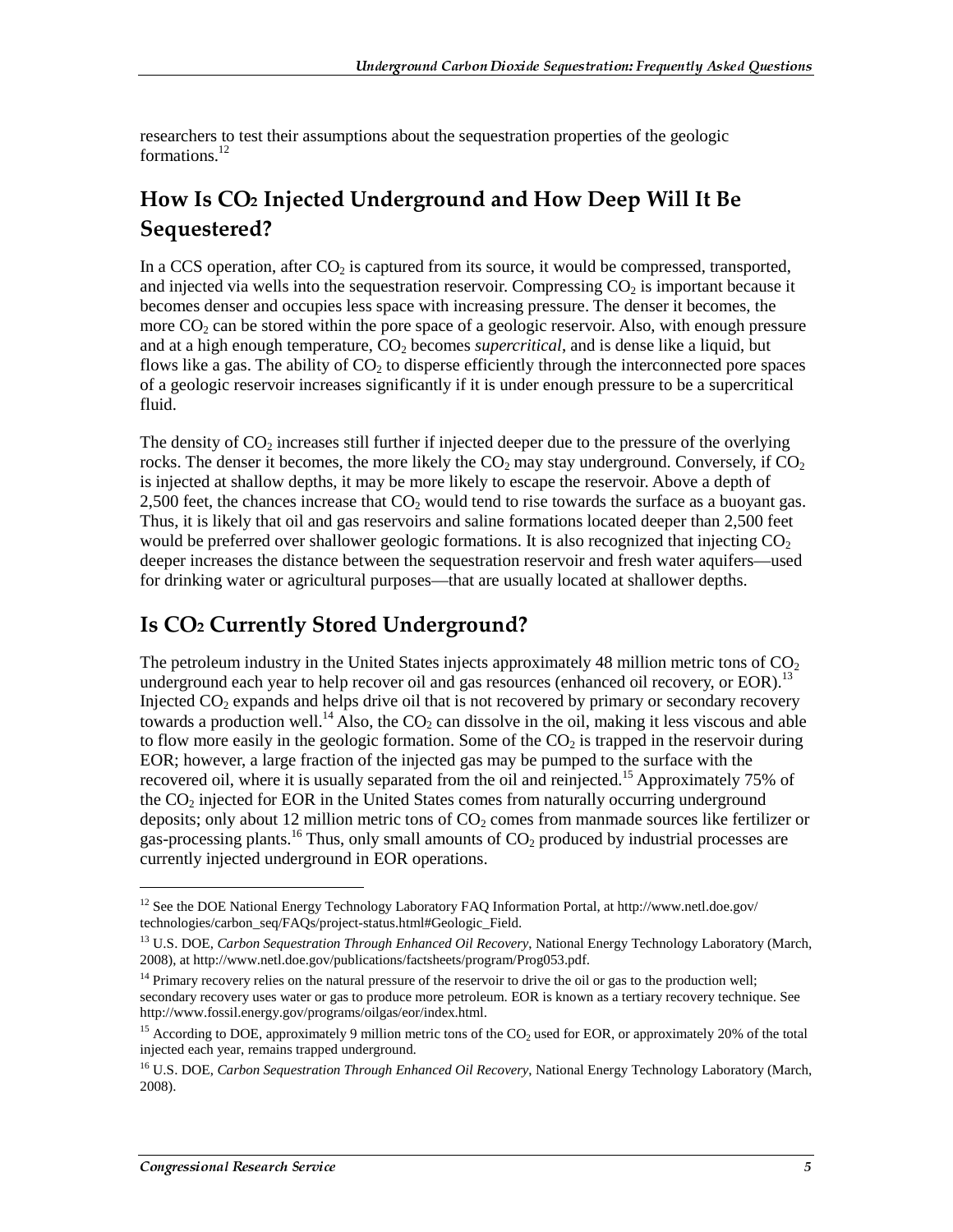researchers to test their assumptions about the sequestration properties of the geologic formations.[12]

## How Is $CO_2$ Injected Underground and How Deep Will It Be Sequestered?

In a CCS operation, after $CO_2$ is captured from its source, it would be compressed, transported, and injected via wells into the sequestration reservoir. Compressing $CO_2$ is important because it becomes denser and occupies less space with increasing pressure. The denser it becomes, the more $CO_2$ can be stored within the pore space of a geologic reservoir. Also, with enough pressure and at a high enough temperature, $CO_2$ becomes *supercritical*, and is dense like a liquid, but flows like a gas. The ability of $CO_2$ to disperse efficiently through the interconnected pore spaces of a geologic reservoir increases significantly if it is under enough pressure to be a supercritical fluid.

The density of $CO_2$ increases still further if injected deeper due to the pressure of the overlying rocks. The denser it becomes, the more likely the $CO_2$ may stay underground. Conversely, if $CO_2$ is injected at shallow depths, it may be more likely to escape the reservoir. Above a depth of 2,500 feet, the chances increase that $CO_2$ would tend to rise towards the surface as a buoyant gas. Thus, it is likely that oil and gas reservoirs and saline formations located deeper than 2,500 feet would be preferred over shallower geologic formations. It is also recognized that injecting $CO_2$ deeper increases the distance between the sequestration reservoir and fresh water aquifers—used for drinking water or agricultural purposes—that are usually located at shallower depths.

## Is $CO_2$ Currently Stored Underground?

The petroleum industry in the United States injects approximately 48 million metric tons of $CO_2$ underground each year to help recover oil and gas resources (enhanced oil recovery, or EOR).[13] Injected $CO_2$ expands and helps drive oil that is not recovered by primary or secondary recovery towards a production well.[14] Also, the $CO_2$ can dissolve in the oil, making it less viscous and able to flow more easily in the geologic formation. Some of the $CO_2$ is trapped in the reservoir during EOR; however, a large fraction of the injected gas may be pumped to the surface with the recovered oil, where it is usually separated from the oil and reinjected.[15] Approximately 75% of the $CO_2$ injected for EOR in the United States comes from naturally occurring underground deposits; only about 12 million metric tons of $CO_2$ comes from manmade sources like fertilizer or gas-processing plants.[16] Thus, only small amounts of $CO_2$ produced by industrial processes are currently injected underground in EOR operations.

---

[12] See the DOE National Energy Technology Laboratory FAQ Information Portal, at http://www.netl.doe.gov/technologies/carbon_seq/FAQs/project-status.html#Geologic_Field.

[13] U.S. DOE, *Carbon Sequestration Through Enhanced Oil Recovery*, National Energy Technology Laboratory (March, 2008), at http://www.netl.doe.gov/publications/factsheets/program/Prog053.pdf.

[14] Primary recovery relies on the natural pressure of the reservoir to drive the oil or gas to the production well; secondary recovery uses water or gas to produce more petroleum. EOR is known as a tertiary recovery technique. See http://www.fossil.energy.gov/programs/oilgas/eor/index.html.

[15] According to DOE, approximately 9 million metric tons of the $CO_2$ used for EOR, or approximately 20% of the total injected each year, remains trapped underground.

[16] U.S. DOE, *Carbon Sequestration Through Enhanced Oil Recovery*, National Energy Technology Laboratory (March, 2008).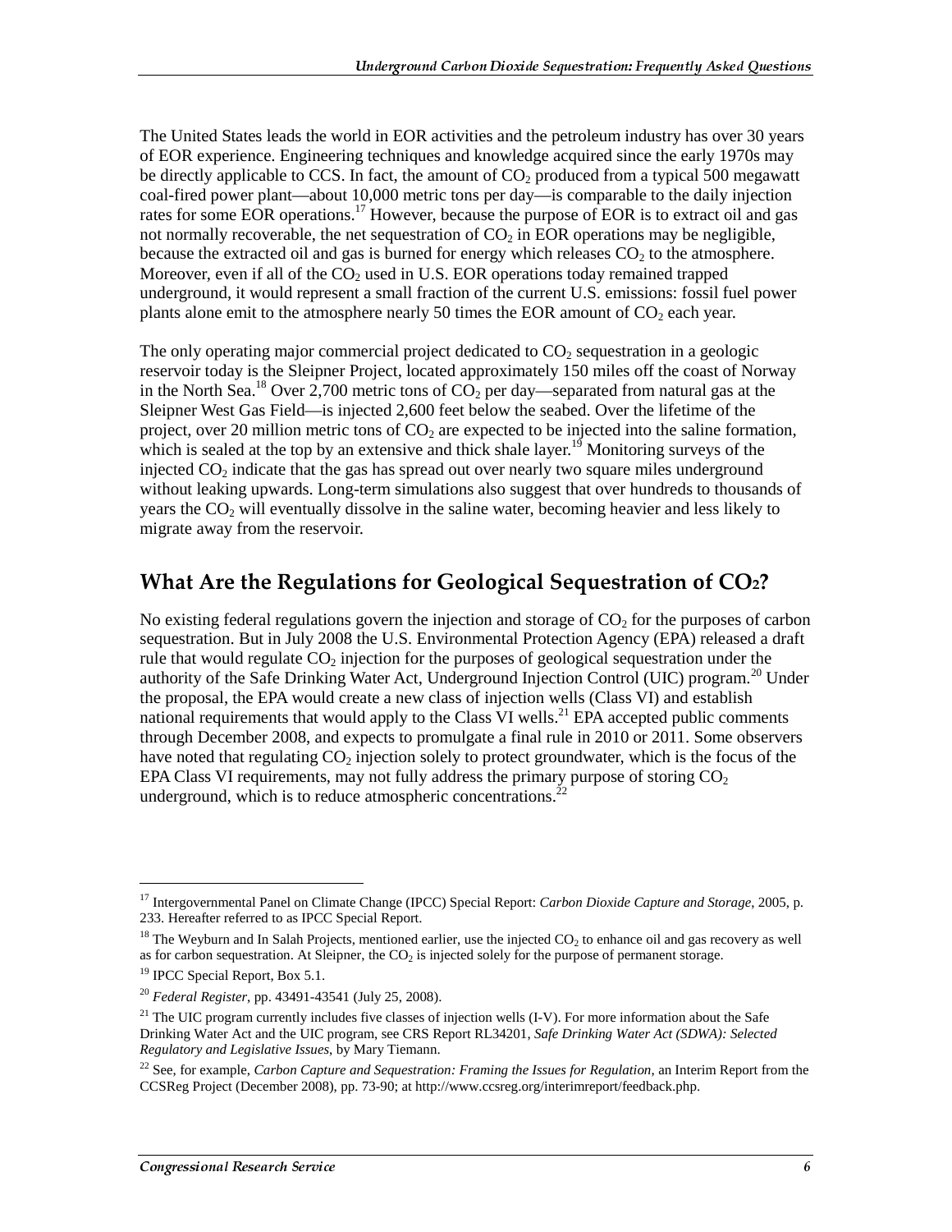The United States leads the world in EOR activities and the petroleum industry has over 30 years of EOR experience. Engineering techniques and knowledge acquired since the early 1970s may be directly applicable to CCS. In fact, the amount of $CO_2$ produced from a typical 500 megawatt coal-fired power plant—about 10,000 metric tons per day—is comparable to the daily injection rates for some EOR operations.[17] However, because the purpose of EOR is to extract oil and gas not normally recoverable, the net sequestration of $CO_2$ in EOR operations may be negligible, because the extracted oil and gas is burned for energy which releases $CO_2$ to the atmosphere. Moreover, even if all of the $CO_2$ used in U.S. EOR operations today remained trapped underground, it would represent a small fraction of the current U.S. emissions: fossil fuel power plants alone emit to the atmosphere nearly 50 times the EOR amount of $CO_2$ each year.

The only operating major commercial project dedicated to $CO_2$ sequestration in a geologic reservoir today is the Sleipner Project, located approximately 150 miles off the coast of Norway in the North Sea.[18] Over 2,700 metric tons of $CO_2$ per day—separated from natural gas at the Sleipner West Gas Field—is injected 2,600 feet below the seabed. Over the lifetime of the project, over 20 million metric tons of $CO_2$ are expected to be injected into the saline formation, which is sealed at the top by an extensive and thick shale layer.[19] Monitoring surveys of the injected $CO_2$ indicate that the gas has spread out over nearly two square miles underground without leaking upwards. Long-term simulations also suggest that over hundreds to thousands of years the $CO_2$ will eventually dissolve in the saline water, becoming heavier and less likely to migrate away from the reservoir.

## What Are the Regulations for Geological Sequestration of $CO_2$?

No existing federal regulations govern the injection and storage of $CO_2$ for the purposes of carbon sequestration. But in July 2008 the U.S. Environmental Protection Agency (EPA) released a draft rule that would regulate $CO_2$ injection for the purposes of geological sequestration under the authority of the Safe Drinking Water Act, Underground Injection Control (UIC) program.[20] Under the proposal, the EPA would create a new class of injection wells (Class VI) and establish national requirements that would apply to the Class VI wells.[21] EPA accepted public comments through December 2008, and expects to promulgate a final rule in 2010 or 2011. Some observers have noted that regulating $CO_2$ injection solely to protect groundwater, which is the focus of the EPA Class VI requirements, may not fully address the primary purpose of storing $CO_2$ underground, which is to reduce atmospheric concentrations.[22]

---

[17] Intergovernmental Panel on Climate Change (IPCC) Special Report: *Carbon Dioxide Capture and Storage*, 2005, p. 233. Hereafter referred to as IPCC Special Report.

[18] The Weyburn and In Salah Projects, mentioned earlier, use the injected $CO_2$ to enhance oil and gas recovery as well as for carbon sequestration. At Sleipner, the $CO_2$ is injected solely for the purpose of permanent storage.

[19] IPCC Special Report, Box 5.1.

[20] *Federal Register*, pp. 43491-43541 (July 25, 2008).

[21] The UIC program currently includes five classes of injection wells (I-V). For more information about the Safe Drinking Water Act and the UIC program, see CRS Report RL34201, *Safe Drinking Water Act (SDWA): Selected Regulatory and Legislative Issues*, by Mary Tiemann.

[22] See, for example, *Carbon Capture and Sequestration: Framing the Issues for Regulation*, an Interim Report from the CCSReg Project (December 2008), pp. 73-90; at http://www.ccsreg.org/interimreport/feedback.php.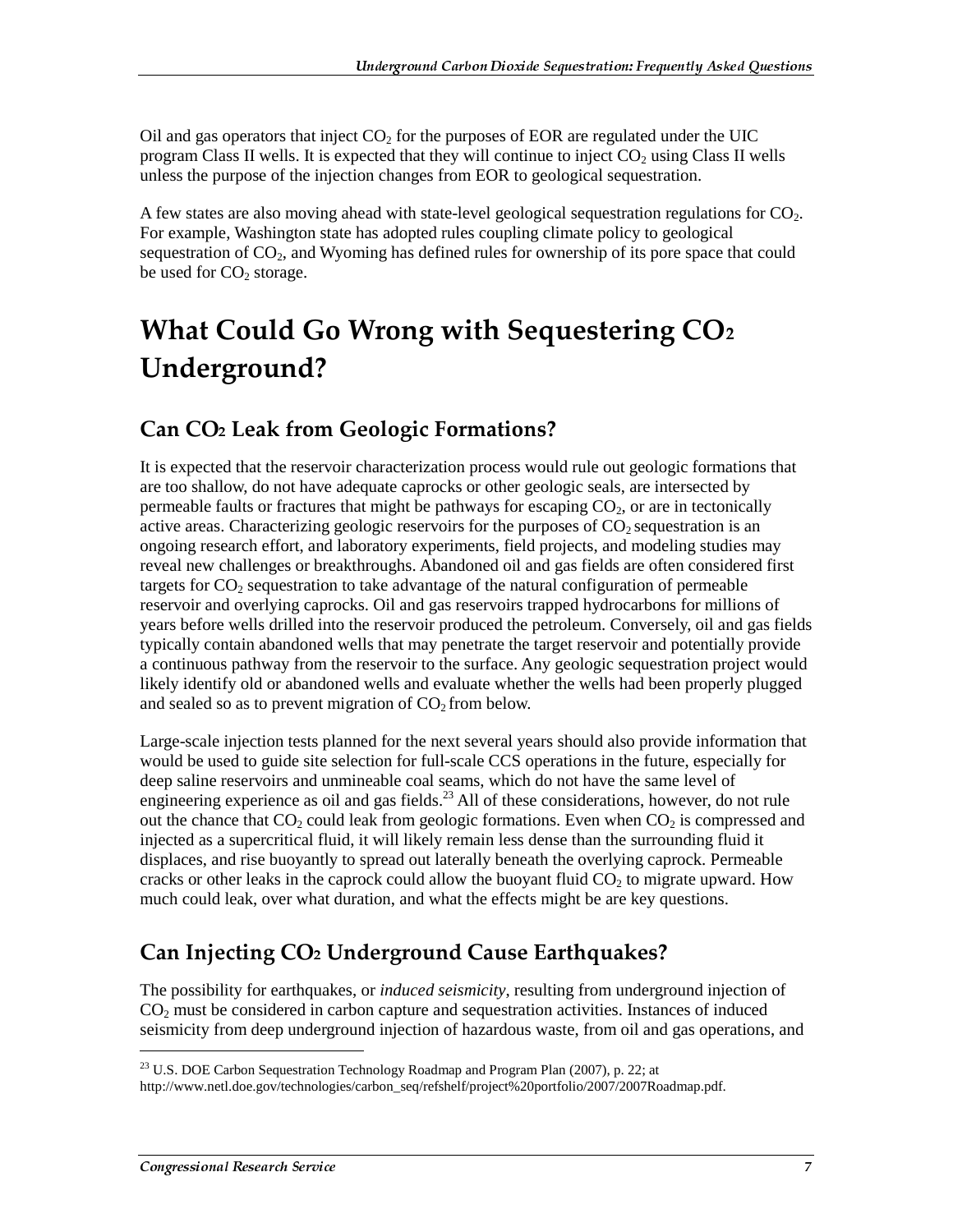Oil and gas operators that inject $CO_2$ for the purposes of EOR are regulated under the UIC program Class II wells. It is expected that they will continue to inject $CO_2$ using Class II wells unless the purpose of the injection changes from EOR to geological sequestration.

A few states are also moving ahead with state-level geological sequestration regulations for $CO_2$. For example, Washington state has adopted rules coupling climate policy to geological sequestration of $CO_2$, and Wyoming has defined rules for ownership of its pore space that could be used for $CO_2$ storage.

# What Could Go Wrong with Sequestering $CO_2$ Underground?

## Can $CO_2$ Leak from Geologic Formations?

It is expected that the reservoir characterization process would rule out geologic formations that are too shallow, do not have adequate caprocks or other geologic seals, are intersected by permeable faults or fractures that might be pathways for escaping $CO_2$, or are in tectonically active areas. Characterizing geologic reservoirs for the purposes of $CO_2$ sequestration is an ongoing research effort, and laboratory experiments, field projects, and modeling studies may reveal new challenges or breakthroughs. Abandoned oil and gas fields are often considered first targets for $CO_2$ sequestration to take advantage of the natural configuration of permeable reservoir and overlying caprocks. Oil and gas reservoirs trapped hydrocarbons for millions of years before wells drilled into the reservoir produced the petroleum. Conversely, oil and gas fields typically contain abandoned wells that may penetrate the target reservoir and potentially provide a continuous pathway from the reservoir to the surface. Any geologic sequestration project would likely identify old or abandoned wells and evaluate whether the wells had been properly plugged and sealed so as to prevent migration of $CO_2$ from below.

Large-scale injection tests planned for the next several years should also provide information that would be used to guide site selection for full-scale CCS operations in the future, especially for deep saline reservoirs and unmineable coal seams, which do not have the same level of engineering experience as oil and gas fields.[23] All of these considerations, however, do not rule out the chance that $CO_2$ could leak from geologic formations. Even when $CO_2$ is compressed and injected as a supercritical fluid, it will likely remain less dense than the surrounding fluid it displaces, and rise buoyantly to spread out laterally beneath the overlying caprock. Permeable cracks or other leaks in the caprock could allow the buoyant fluid $CO_2$ to migrate upward. How much could leak, over what duration, and what the effects might be are key questions.

## Can Injecting $CO_2$ Underground Cause Earthquakes?

The possibility for earthquakes, or *induced seismicity*, resulting from underground injection of $CO_2$ must be considered in carbon capture and sequestration activities. Instances of induced seismicity from deep underground injection of hazardous waste, from oil and gas operations, and

---

[23] U.S. DOE Carbon Sequestration Technology Roadmap and Program Plan (2007), p. 22; at http://www.netl.doe.gov/technologies/carbon_seq/refshelf/project%20portfolio/2007/2007Roadmap.pdf.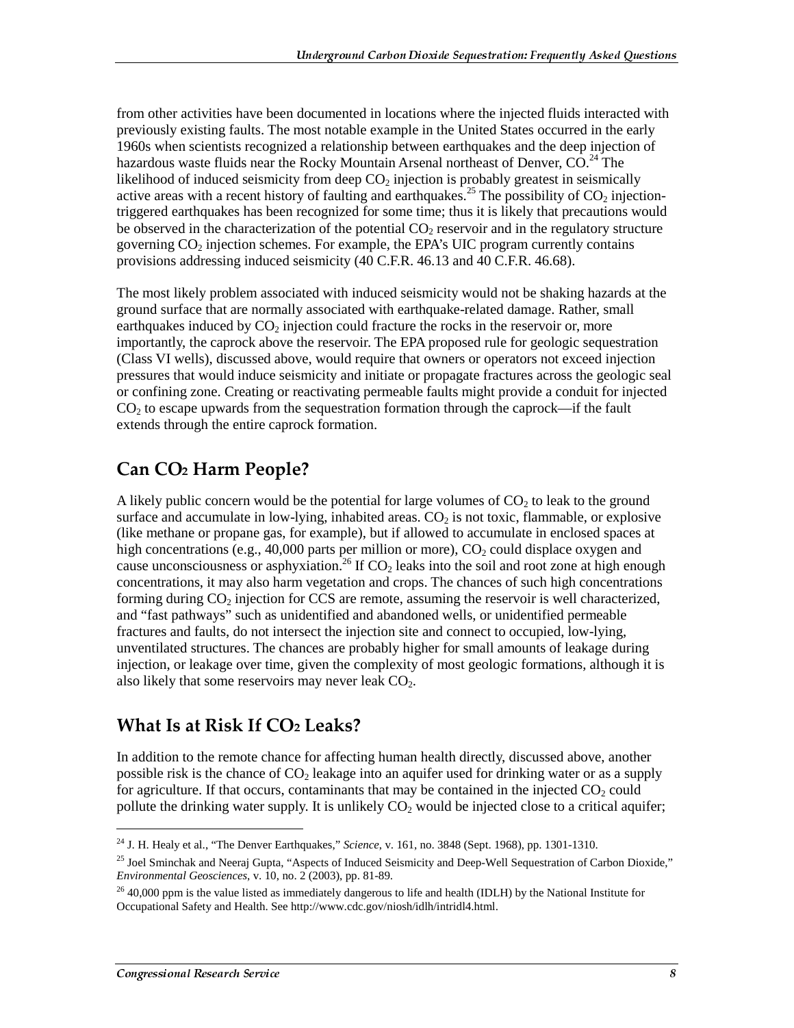from other activities have been documented in locations where the injected fluids interacted with previously existing faults. The most notable example in the United States occurred in the early 1960s when scientists recognized a relationship between earthquakes and the deep injection of hazardous waste fluids near the Rocky Mountain Arsenal northeast of Denver, CO.[24] The likelihood of induced seismicity from deep $CO_2$ injection is probably greatest in seismically active areas with a recent history of faulting and earthquakes.[25] The possibility of $CO_2$ injection-triggered earthquakes has been recognized for some time; thus it is likely that precautions would be observed in the characterization of the potential $CO_2$ reservoir and in the regulatory structure governing $CO_2$ injection schemes. For example, the EPA's UIC program currently contains provisions addressing induced seismicity (40 C.F.R. 46.13 and 40 C.F.R. 46.68).

The most likely problem associated with induced seismicity would not be shaking hazards at the ground surface that are normally associated with earthquake-related damage. Rather, small earthquakes induced by $CO_2$ injection could fracture the rocks in the reservoir or, more importantly, the caprock above the reservoir. The EPA proposed rule for geologic sequestration (Class VI wells), discussed above, would require that owners or operators not exceed injection pressures that would induce seismicity and initiate or propagate fractures across the geologic seal or confining zone. Creating or reactivating permeable faults might provide a conduit for injected $CO_2$ to escape upwards from the sequestration formation through the caprock—if the fault extends through the entire caprock formation.

## Can $CO_2$ Harm People?

A likely public concern would be the potential for large volumes of $CO_2$ to leak to the ground surface and accumulate in low-lying, inhabited areas. $CO_2$ is not toxic, flammable, or explosive (like methane or propane gas, for example), but if allowed to accumulate in enclosed spaces at high concentrations (e.g., 40,000 parts per million or more), $CO_2$ could displace oxygen and cause unconsciousness or asphyxiation.[26] If $CO_2$ leaks into the soil and root zone at high enough concentrations, it may also harm vegetation and crops. The chances of such high concentrations forming during $CO_2$ injection for CCS are remote, assuming the reservoir is well characterized, and "fast pathways" such as unidentified and abandoned wells, or unidentified permeable fractures and faults, do not intersect the injection site and connect to occupied, low-lying, unventilated structures. The chances are probably higher for small amounts of leakage during injection, or leakage over time, given the complexity of most geologic formations, although it is also likely that some reservoirs may never leak $CO_2$.

## What Is at Risk If $CO_2$ Leaks?

In addition to the remote chance for affecting human health directly, discussed above, another possible risk is the chance of $CO_2$ leakage into an aquifer used for drinking water or as a supply for agriculture. If that occurs, contaminants that may be contained in the injected $CO_2$ could pollute the drinking water supply. It is unlikely $CO_2$ would be injected close to a critical aquifer;

---

[24] J. H. Healy et al., "The Denver Earthquakes," *Science*, v. 161, no. 3848 (Sept. 1968), pp. 1301-1310.

[25] Joel Sminchak and Neeraj Gupta, "Aspects of Induced Seismicity and Deep-Well Sequestration of Carbon Dioxide," *Environmental Geosciences*, v. 10, no. 2 (2003), pp. 81-89.

[26] 40,000 ppm is the value listed as immediately dangerous to life and health (IDLH) by the National Institute for Occupational Safety and Health. See http://www.cdc.gov/niosh/idlh/intridl4.html.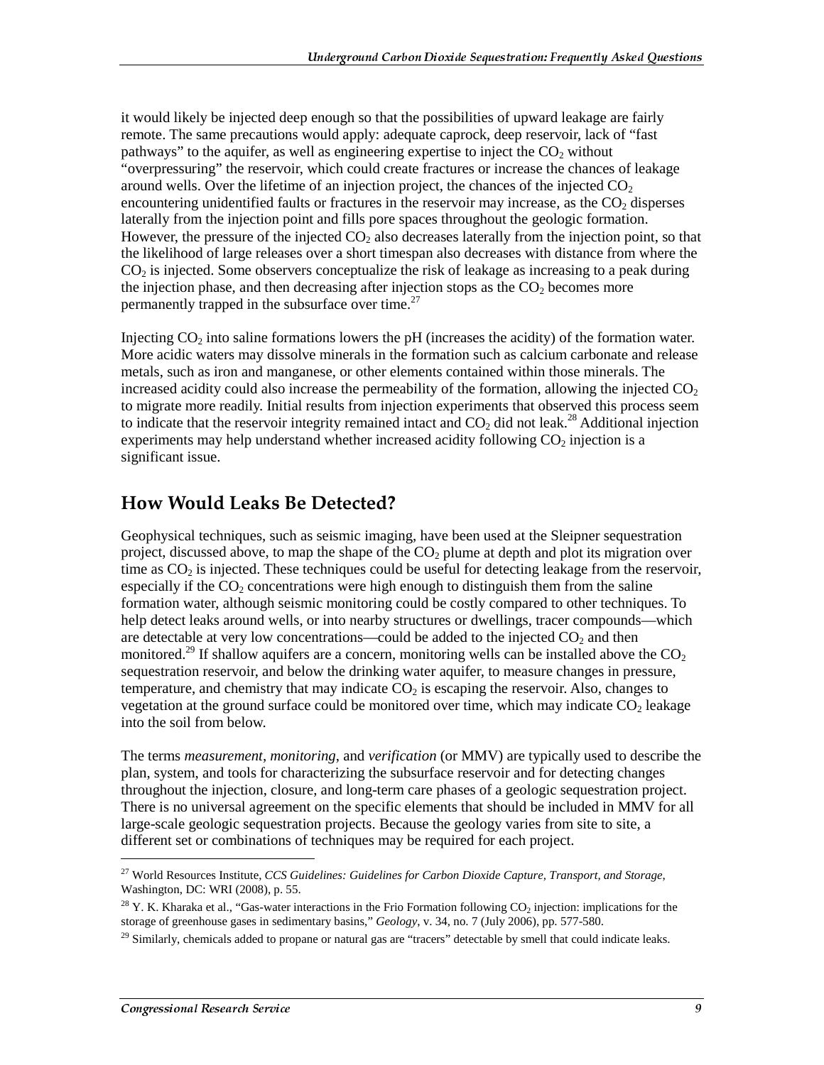it would likely be injected deep enough so that the possibilities of upward leakage are fairly remote. The same precautions would apply: adequate caprock, deep reservoir, lack of "fast pathways" to the aquifer, as well as engineering expertise to inject the $CO_2$ without "overpressuring" the reservoir, which could create fractures or increase the chances of leakage around wells. Over the lifetime of an injection project, the chances of the injected $CO_2$ encountering unidentified faults or fractures in the reservoir may increase, as the $CO_2$ disperses laterally from the injection point and fills pore spaces throughout the geologic formation. However, the pressure of the injected $CO_2$ also decreases laterally from the injection point, so that the likelihood of large releases over a short timespan also decreases with distance from where the $CO_2$ is injected. Some observers conceptualize the risk of leakage as increasing to a peak during the injection phase, and then decreasing after injection stops as the $CO_2$ becomes more permanently trapped in the subsurface over time.[27]

Injecting $CO_2$ into saline formations lowers the pH (increases the acidity) of the formation water. More acidic waters may dissolve minerals in the formation such as calcium carbonate and release metals, such as iron and manganese, or other elements contained within those minerals. The increased acidity could also increase the permeability of the formation, allowing the injected $CO_2$ to migrate more readily. Initial results from injection experiments that observed this process seem to indicate that the reservoir integrity remained intact and $CO_2$ did not leak.[28] Additional injection experiments may help understand whether increased acidity following $CO_2$ injection is a significant issue.

## How Would Leaks Be Detected?

Geophysical techniques, such as seismic imaging, have been used at the Sleipner sequestration project, discussed above, to map the shape of the $CO_2$ plume at depth and plot its migration over time as $CO_2$ is injected. These techniques could be useful for detecting leakage from the reservoir, especially if the $CO_2$ concentrations were high enough to distinguish them from the saline formation water, although seismic monitoring could be costly compared to other techniques. To help detect leaks around wells, or into nearby structures or dwellings, tracer compounds—which are detectable at very low concentrations—could be added to the injected $CO_2$ and then monitored.[29] If shallow aquifers are a concern, monitoring wells can be installed above the $CO_2$ sequestration reservoir, and below the drinking water aquifer, to measure changes in pressure, temperature, and chemistry that may indicate $CO_2$ is escaping the reservoir. Also, changes to vegetation at the ground surface could be monitored over time, which may indicate $CO_2$ leakage into the soil from below.

The terms *measurement*, *monitoring*, and *verification* (or MMV) are typically used to describe the plan, system, and tools for characterizing the subsurface reservoir and for detecting changes throughout the injection, closure, and long-term care phases of a geologic sequestration project. There is no universal agreement on the specific elements that should be included in MMV for all large-scale geologic sequestration projects. Because the geology varies from site to site, a different set or combinations of techniques may be required for each project.

---

[27] World Resources Institute, *CCS Guidelines: Guidelines for Carbon Dioxide Capture, Transport, and Storage*, Washington, DC: WRI (2008), p. 55.

[28] Y. K. Kharaka et al., "Gas-water interactions in the Frio Formation following $CO_2$ injection: implications for the storage of greenhouse gases in sedimentary basins," *Geology*, v. 34, no. 7 (July 2006), pp. 577-580.

[29] Similarly, chemicals added to propane or natural gas are "tracers" detectable by smell that could indicate leaks.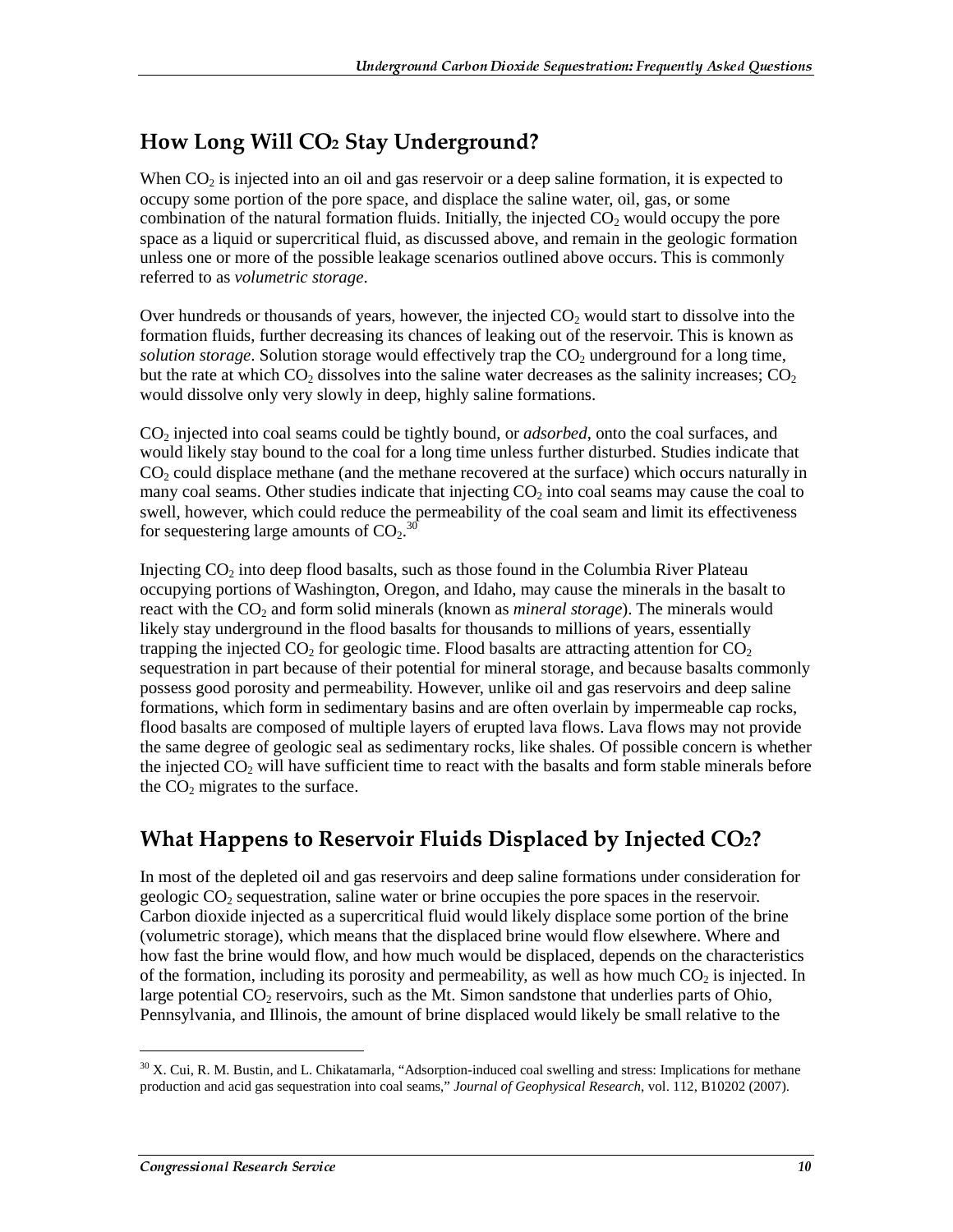## How Long Will $CO_2$ Stay Underground?

When $CO_2$ is injected into an oil and gas reservoir or a deep saline formation, it is expected to occupy some portion of the pore space, and displace the saline water, oil, gas, or some combination of the natural formation fluids. Initially, the injected $CO_2$ would occupy the pore space as a liquid or supercritical fluid, as discussed above, and remain in the geologic formation unless one or more of the possible leakage scenarios outlined above occurs. This is commonly referred to as *volumetric storage*.

Over hundreds or thousands of years, however, the injected $CO_2$ would start to dissolve into the formation fluids, further decreasing its chances of leaking out of the reservoir. This is known as *solution storage*. Solution storage would effectively trap the $CO_2$ underground for a long time, but the rate at which $CO_2$ dissolves into the saline water decreases as the salinity increases; $CO_2$ would dissolve only very slowly in deep, highly saline formations.

$CO_2$ injected into coal seams could be tightly bound, or *adsorbed*, onto the coal surfaces, and would likely stay bound to the coal for a long time unless further disturbed. Studies indicate that $CO_2$ could displace methane (and the methane recovered at the surface) which occurs naturally in many coal seams. Other studies indicate that injecting $CO_2$ into coal seams may cause the coal to swell, however, which could reduce the permeability of the coal seam and limit its effectiveness for sequestering large amounts of $CO_2$.[30]

Injecting $CO_2$ into deep flood basalts, such as those found in the Columbia River Plateau occupying portions of Washington, Oregon, and Idaho, may cause the minerals in the basalt to react with the $CO_2$ and form solid minerals (known as *mineral storage*). The minerals would likely stay underground in the flood basalts for thousands to millions of years, essentially trapping the injected $CO_2$ for geologic time. Flood basalts are attracting attention for $CO_2$ sequestration in part because of their potential for mineral storage, and because basalts commonly possess good porosity and permeability. However, unlike oil and gas reservoirs and deep saline formations, which form in sedimentary basins and are often overlain by impermeable cap rocks, flood basalts are composed of multiple layers of erupted lava flows. Lava flows may not provide the same degree of geologic seal as sedimentary rocks, like shales. Of possible concern is whether the injected $CO_2$ will have sufficient time to react with the basalts and form stable minerals before the $CO_2$ migrates to the surface.

## What Happens to Reservoir Fluids Displaced by Injected $CO_2$?

In most of the depleted oil and gas reservoirs and deep saline formations under consideration for geologic $CO_2$ sequestration, saline water or brine occupies the pore spaces in the reservoir. Carbon dioxide injected as a supercritical fluid would likely displace some portion of the brine (volumetric storage), which means that the displaced brine would flow elsewhere. Where and how fast the brine would flow, and how much would be displaced, depends on the characteristics of the formation, including its porosity and permeability, as well as how much $CO_2$ is injected. In large potential $CO_2$ reservoirs, such as the Mt. Simon sandstone that underlies parts of Ohio, Pennsylvania, and Illinois, the amount of brine displaced would likely be small relative to the

---

[30] X. Cui, R. M. Bustin, and L. Chikatamarla, "Adsorption-induced coal swelling and stress: Implications for methane production and acid gas sequestration into coal seams," *Journal of Geophysical Research*, vol. 112, B10202 (2007).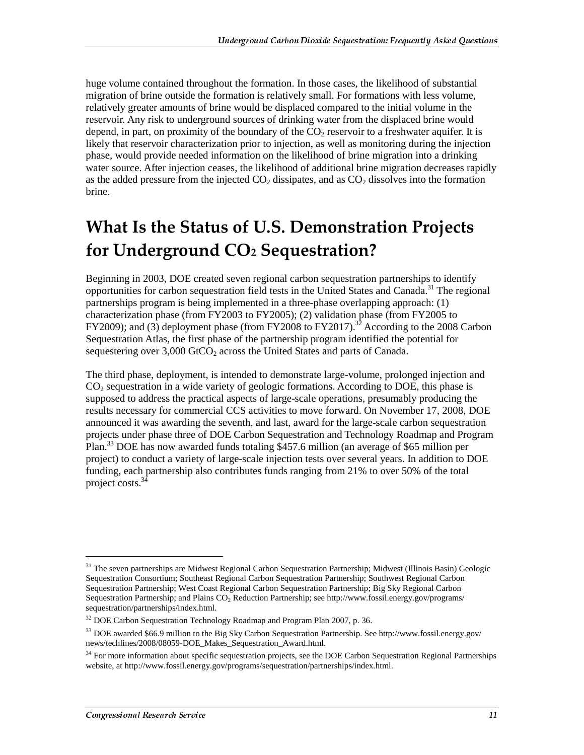huge volume contained throughout the formation. In those cases, the likelihood of substantial migration of brine outside the formation is relatively small. For formations with less volume, relatively greater amounts of brine would be displaced compared to the initial volume in the reservoir. Any risk to underground sources of drinking water from the displaced brine would depend, in part, on proximity of the boundary of the $CO_2$ reservoir to a freshwater aquifer. It is likely that reservoir characterization prior to injection, as well as monitoring during the injection phase, would provide needed information on the likelihood of brine migration into a drinking water source. After injection ceases, the likelihood of additional brine migration decreases rapidly as the added pressure from the injected $CO_2$ dissipates, and as $CO_2$ dissolves into the formation brine.

# What Is the Status of U.S. Demonstration Projects for Underground $CO_2$ Sequestration?

Beginning in 2003, DOE created seven regional carbon sequestration partnerships to identify opportunities for carbon sequestration field tests in the United States and Canada.[31] The regional partnerships program is being implemented in a three-phase overlapping approach: (1) characterization phase (from FY2003 to FY2005); (2) validation phase (from FY2005 to FY2009); and (3) deployment phase (from FY2008 to FY2017).[32] According to the 2008 Carbon Sequestration Atlas, the first phase of the partnership program identified the potential for sequestering over 3,000 $GtCO_2$ across the United States and parts of Canada.

The third phase, deployment, is intended to demonstrate large-volume, prolonged injection and $CO_2$ sequestration in a wide variety of geologic formations. According to DOE, this phase is supposed to address the practical aspects of large-scale operations, presumably producing the results necessary for commercial CCS activities to move forward. On November 17, 2008, DOE announced it was awarding the seventh, and last, award for the large-scale carbon sequestration projects under phase three of DOE Carbon Sequestration and Technology Roadmap and Program Plan.[33] DOE has now awarded funds totaling \$457.6 million (an average of \$65 million per project) to conduct a variety of large-scale injection tests over several years. In addition to DOE funding, each partnership also contributes funds ranging from 21% to over 50% of the total project costs.[34]

---

[31] The seven partnerships are Midwest Regional Carbon Sequestration Partnership; Midwest (Illinois Basin) Geologic Sequestration Consortium; Southeast Regional Carbon Sequestration Partnership; Southwest Regional Carbon Sequestration Partnership; West Coast Regional Carbon Sequestration Partnership; Big Sky Regional Carbon Sequestration Partnership; and Plains $CO_2$ Reduction Partnership; see http://www.fossil.energy.gov/programs/sequestration/partnerships/index.html.

[32] DOE Carbon Sequestration Technology Roadmap and Program Plan 2007, p. 36.

[33] DOE awarded \$66.9 million to the Big Sky Carbon Sequestration Partnership. See http://www.fossil.energy.gov/news/techlines/2008/08059-DOE_Makes_Sequestration_Award.html.

[34] For more information about specific sequestration projects, see the DOE Carbon Sequestration Regional Partnerships website, at http://www.fossil.energy.gov/programs/sequestration/partnerships/index.html.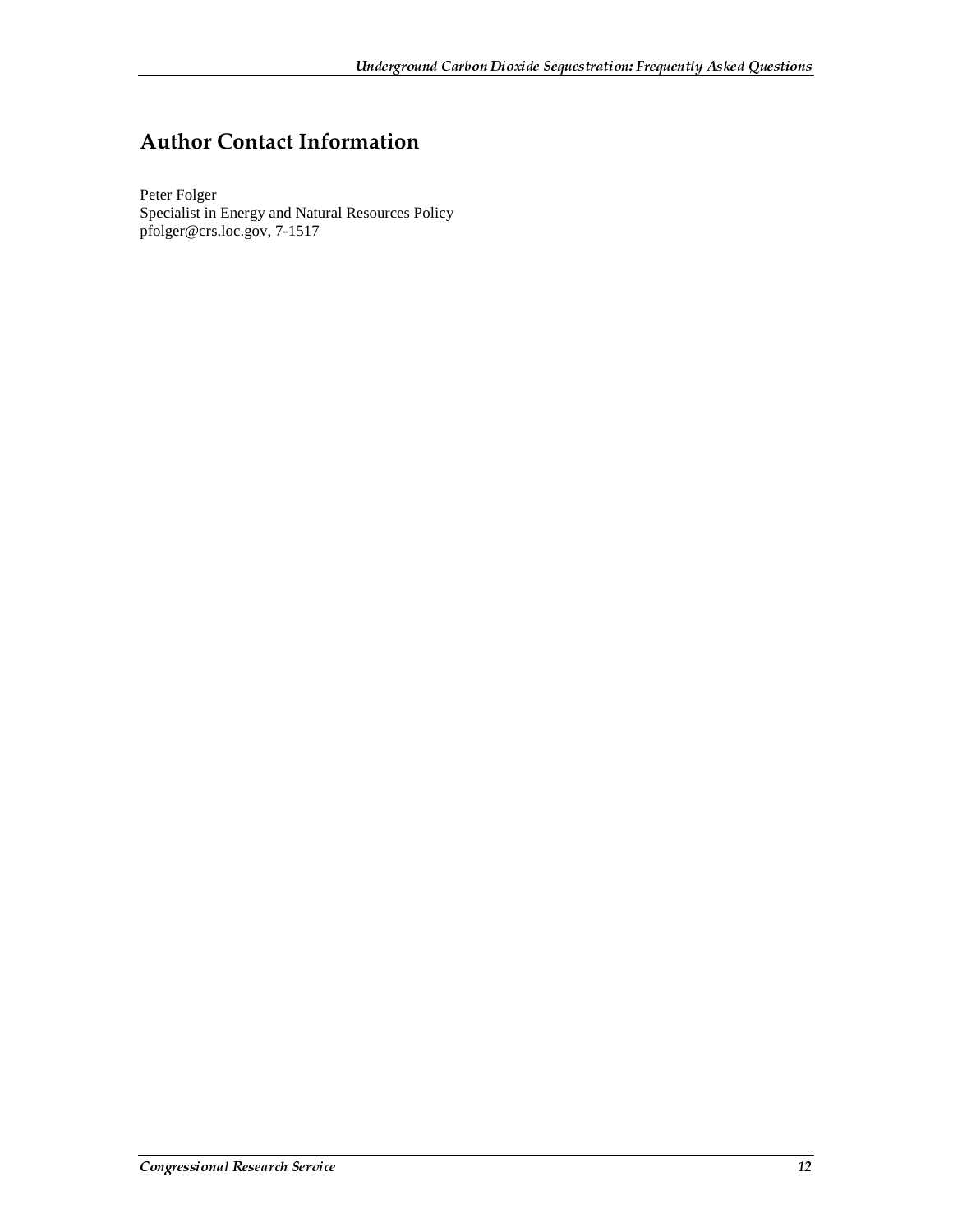## Author Contact Information

Peter Folger
Specialist in Energy and Natural Resources Policy
pfolger@crs.loc.gov, 7-1517